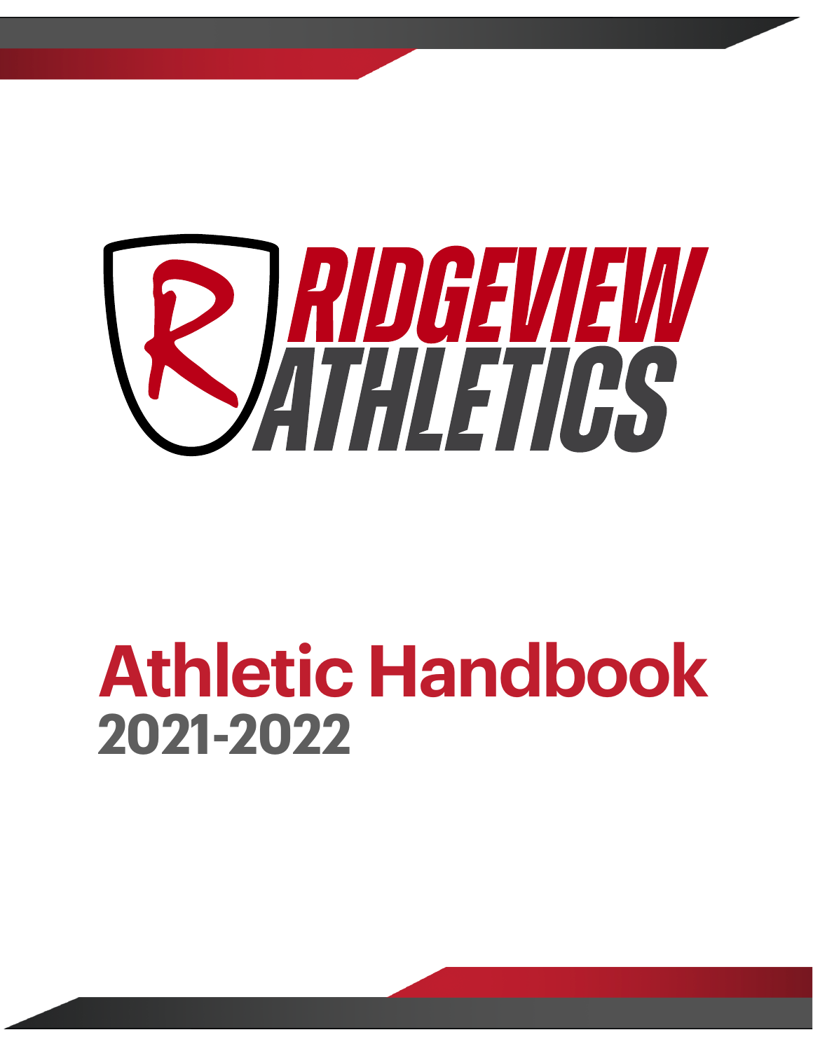# RIDGEVIEW ATHLETICS

# Athletic Handbook

## 2021-2022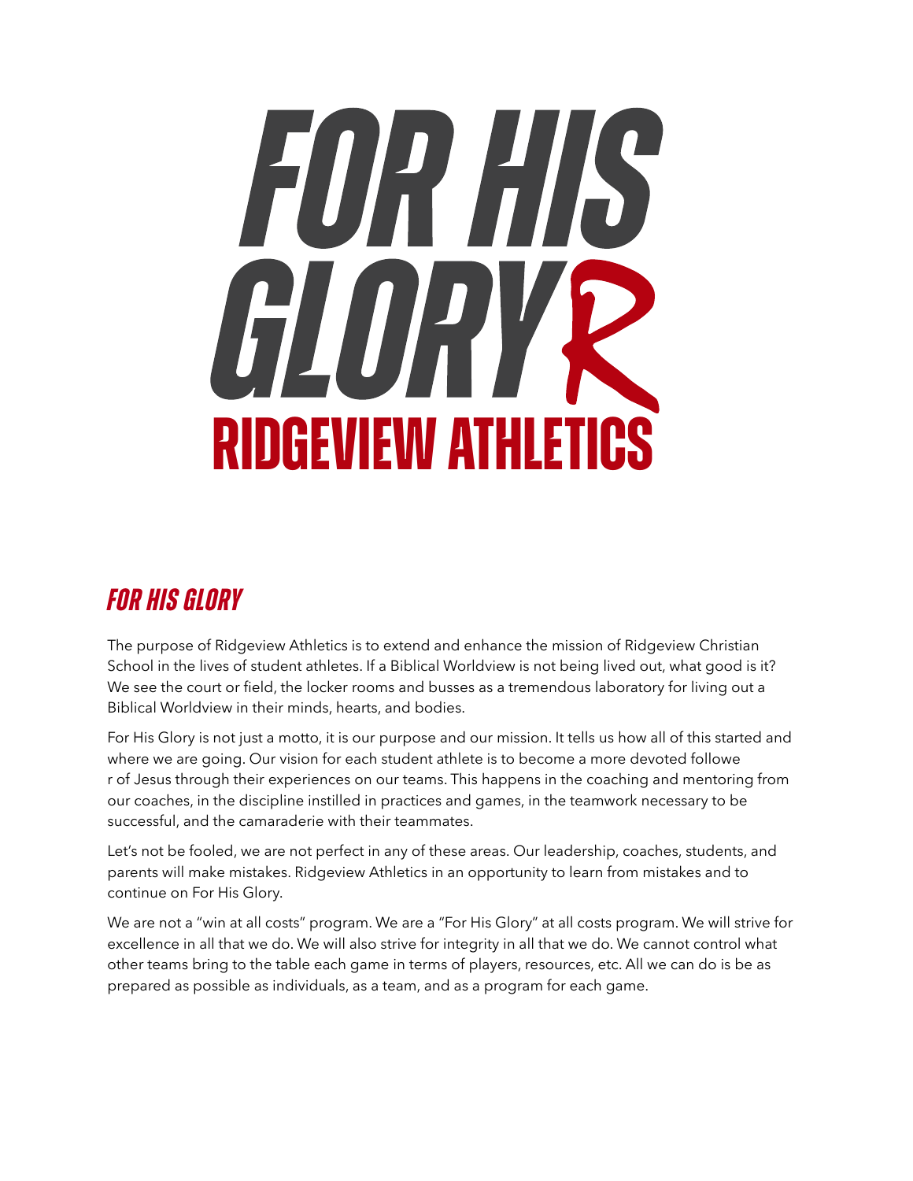# FOR HIS GLORY

## RIDGEVIEW ATHLETICS

## *FOR HIS GLORY*

The purpose of Ridgeview Athletics is to extend and enhance the mission of Ridgeview Christian School in the lives of student athletes. If a Biblical Worldview is not being lived out, what good is it? We see the court or field, the locker rooms and busses as a tremendous laboratory for living out a Biblical Worldview in their minds, hearts, and bodies.

For His Glory is not just a motto, it is our purpose and our mission. It tells us how all of this started and where we are going. Our vision for each student athlete is to become a more devoted followe r of Jesus through their experiences on our teams. This happens in the coaching and mentoring from our coaches, in the discipline instilled in practices and games, in the teamwork necessary to be successful, and the camaraderie with their teammates.

Let's not be fooled, we are not perfect in any of these areas. Our leadership, coaches, students, and parents will make mistakes. Ridgeview Athletics in an opportunity to learn from mistakes and to continue on For His Glory.

We are not a "win at all costs" program. We are a "For His Glory" at all costs program. We will strive for excellence in all that we do. We will also strive for integrity in all that we do. We cannot control what other teams bring to the table each game in terms of players, resources, etc. All we can do is be as prepared as possible as individuals, as a team, and as a program for each game.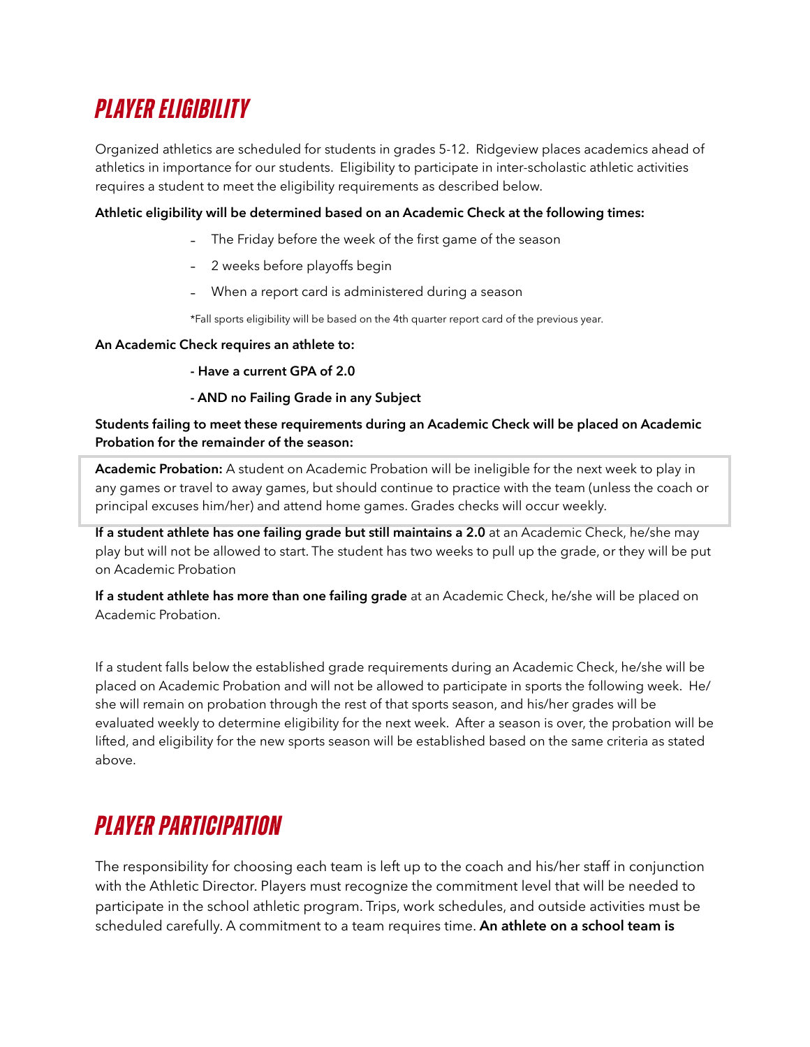# PLAYER ELIGIBILITY

Organized athletics are scheduled for students in grades 5-12. Ridgeview places academics ahead of athletics in importance for our students. Eligibility to participate in inter-scholastic athletic activities requires a student to meet the eligibility requirements as described below.

**Athletic eligibility will be determined based on an Academic Check at the following times:**

- The Friday before the week of the first game of the season
- 2 weeks before playoffs begin
- When a report card is administered during a season

*Fall sports eligibility will be based on the 4th quarter report card of the previous year.

**An Academic Check requires an athlete to:**

**- Have a current GPA of 2.0**

**- AND no Failing Grade in any Subject**

**Students failing to meet these requirements during an Academic Check will be placed on Academic Probation for the remainder of the season:**

**Academic Probation:** A student on Academic Probation will be ineligible for the next week to play in any games or travel to away games, but should continue to practice with the team (unless the coach or principal excuses him/her) and attend home games. Grades checks will occur weekly.

**If a student athlete has one failing grade but still maintains a 2.0** at an Academic Check, he/she may play but will not be allowed to start. The student has two weeks to pull up the grade, or they will be put on Academic Probation

**If a student athlete has more than one failing grade** at an Academic Check, he/she will be placed on Academic Probation.

If a student falls below the established grade requirements during an Academic Check, he/she will be placed on Academic Probation and will not be allowed to participate in sports the following week. He/she will remain on probation through the rest of that sports season, and his/her grades will be evaluated weekly to determine eligibility for the next week. After a season is over, the probation will be lifted, and eligibility for the new sports season will be established based on the same criteria as stated above.

# PLAYER PARTICIPATION

The responsibility for choosing each team is left up to the coach and his/her staff in conjunction with the Athletic Director. Players must recognize the commitment level that will be needed to participate in the school athletic program. Trips, work schedules, and outside activities must be scheduled carefully. A commitment to a team requires time. **An athlete on a school team is**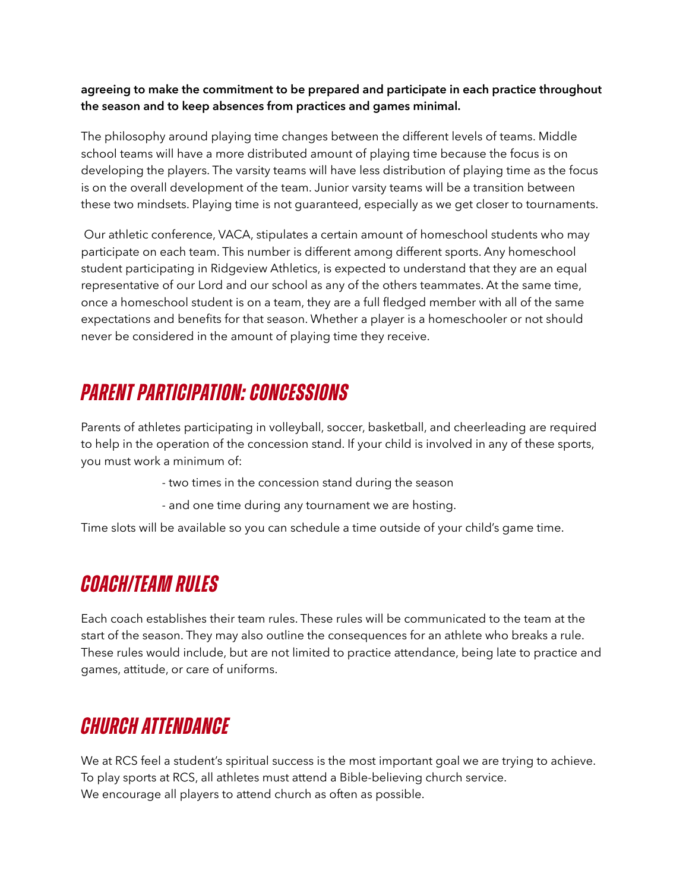**agreeing to make the commitment to be prepared and participate in each practice throughout the season and to keep absences from practices and games minimal.**

The philosophy around playing time changes between the different levels of teams. Middle school teams will have a more distributed amount of playing time because the focus is on developing the players. The varsity teams will have less distribution of playing time as the focus is on the overall development of the team. Junior varsity teams will be a transition between these two mindsets. Playing time is not guaranteed, especially as we get closer to tournaments.

Our athletic conference, VACA, stipulates a certain amount of homeschool students who may participate on each team. This number is different among different sports. Any homeschool student participating in Ridgeview Athletics, is expected to understand that they are an equal representative of our Lord and our school as any of the others teammates. At the same time, once a homeschool student is on a team, they are a full fledged member with all of the same expectations and benefits for that season. Whether a player is a homeschooler or not should never be considered in the amount of playing time they receive.

## PARENT PARTICIPATION: CONCESSIONS

Parents of athletes participating in volleyball, soccer, basketball, and cheerleading are required to help in the operation of the concession stand. If your child is involved in any of these sports, you must work a minimum of:

- two times in the concession stand during the season
- and one time during any tournament we are hosting.

Time slots will be available so you can schedule a time outside of your child's game time.

## COACH/TEAM RULES

Each coach establishes their team rules. These rules will be communicated to the team at the start of the season. They may also outline the consequences for an athlete who breaks a rule. These rules would include, but are not limited to practice attendance, being late to practice and games, attitude, or care of uniforms.

## CHURCH ATTENDANCE

We at RCS feel a student's spiritual success is the most important goal we are trying to achieve. To play sports at RCS, all athletes must attend a Bible-believing church service.
We encourage all players to attend church as often as possible.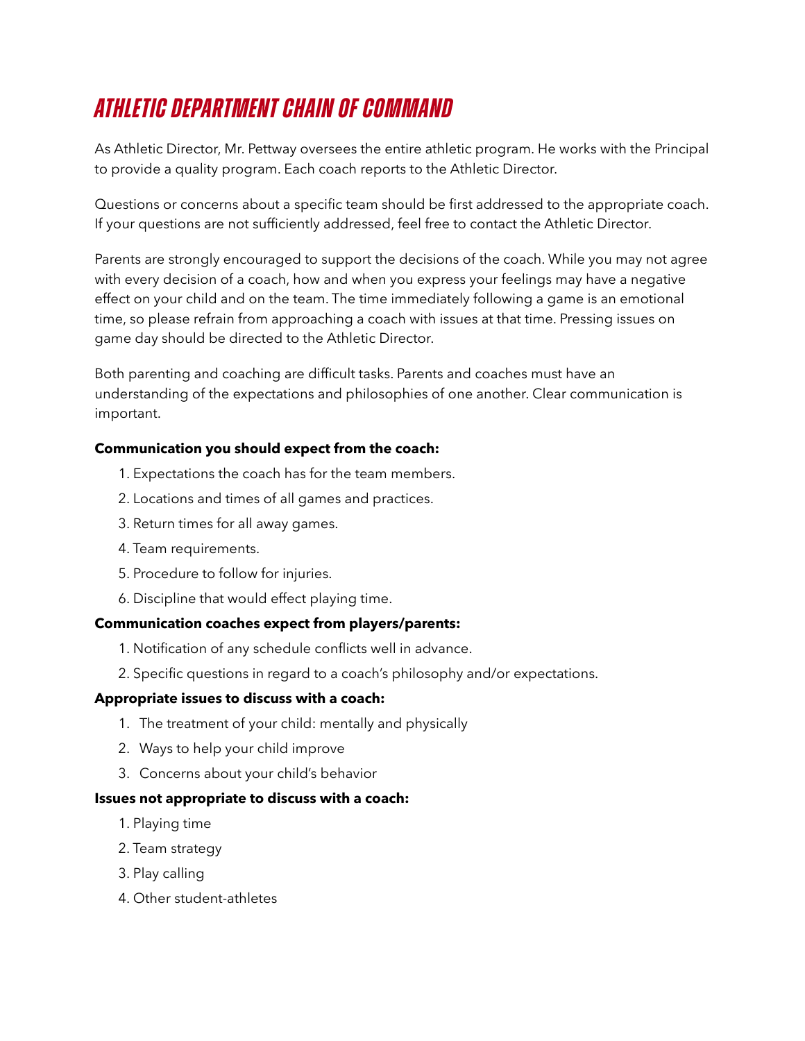# ATHLETIC DEPARTMENT CHAIN OF COMMAND

As Athletic Director, Mr. Pettway oversees the entire athletic program. He works with the Principal to provide a quality program. Each coach reports to the Athletic Director.

Questions or concerns about a specific team should be first addressed to the appropriate coach. If your questions are not sufficiently addressed, feel free to contact the Athletic Director.

Parents are strongly encouraged to support the decisions of the coach. While you may not agree with every decision of a coach, how and when you express your feelings may have a negative effect on your child and on the team. The time immediately following a game is an emotional time, so please refrain from approaching a coach with issues at that time. Pressing issues on game day should be directed to the Athletic Director.

Both parenting and coaching are difficult tasks. Parents and coaches must have an understanding of the expectations and philosophies of one another. Clear communication is important.

**Communication you should expect from the coach:**

1. Expectations the coach has for the team members.
2. Locations and times of all games and practices.
3. Return times for all away games.
4. Team requirements.
5. Procedure to follow for injuries.
6. Discipline that would effect playing time.

**Communication coaches expect from players/parents:**

1. Notification of any schedule conflicts well in advance.
2. Specific questions in regard to a coach's philosophy and/or expectations.

**Appropriate issues to discuss with a coach:**

1. The treatment of your child: mentally and physically
2. Ways to help your child improve
3. Concerns about your child's behavior

**Issues not appropriate to discuss with a coach:**

1. Playing time
2. Team strategy
3. Play calling
4. Other student-athletes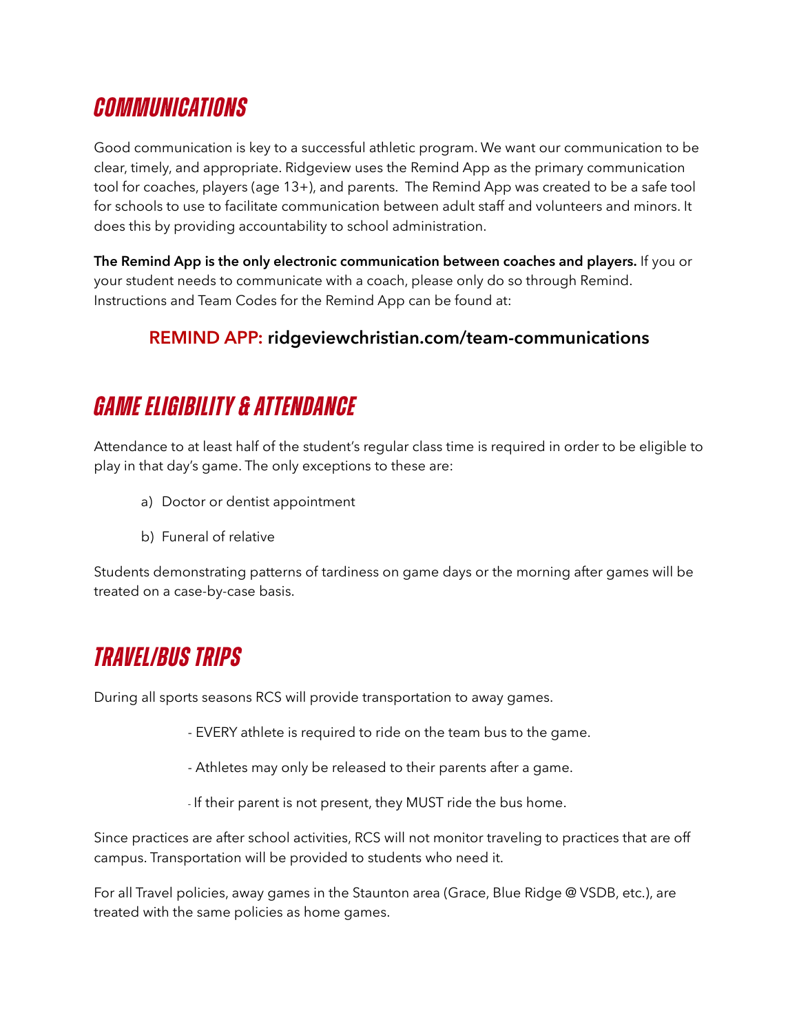## *COMMUNICATIONS*

Good communication is key to a successful athletic program. We want our communication to be clear, timely, and appropriate. Ridgeview uses the Remind App as the primary communication tool for coaches, players (age 13+), and parents. The Remind App was created to be a safe tool for schools to use to facilitate communication between adult staff and volunteers and minors. It does this by providing accountability to school administration.

**The Remind App is the only electronic communication between coaches and players.** If you or your student needs to communicate with a coach, please only do so through Remind. Instructions and Team Codes for the Remind App can be found at:

**REMIND APP: ridgeviewchristian.com/team-communications**

## *GAME ELIGIBILITY & ATTENDANCE*

Attendance to at least half of the student's regular class time is required in order to be eligible to play in that day's game. The only exceptions to these are:

a) Doctor or dentist appointment

b) Funeral of relative

Students demonstrating patterns of tardiness on game days or the morning after games will be treated on a case-by-case basis.

## *TRAVEL/BUS TRIPS*

During all sports seasons RCS will provide transportation to away games.

- EVERY athlete is required to ride on the team bus to the game.
- Athletes may only be released to their parents after a game.
- If their parent is not present, they MUST ride the bus home.

Since practices are after school activities, RCS will not monitor traveling to practices that are off campus. Transportation will be provided to students who need it.

For all Travel policies, away games in the Staunton area (Grace, Blue Ridge @ VSDB, etc.), are treated with the same policies as home games.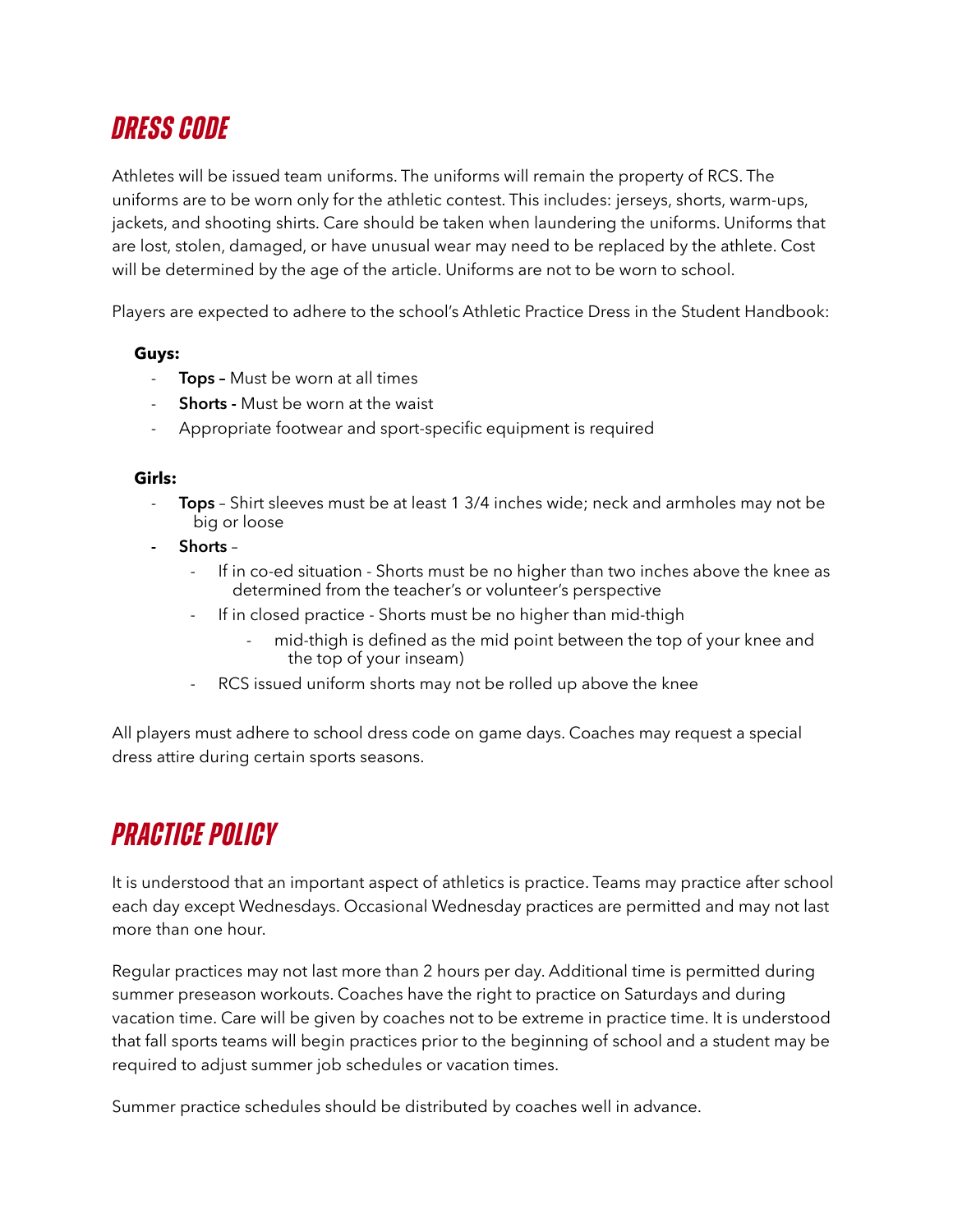## *DRESS CODE*

Athletes will be issued team uniforms. The uniforms will remain the property of RCS. The uniforms are to be worn only for the athletic contest. This includes: jerseys, shorts, warm-ups, jackets, and shooting shirts. Care should be taken when laundering the uniforms. Uniforms that are lost, stolen, damaged, or have unusual wear may need to be replaced by the athlete. Cost will be determined by the age of the article. Uniforms are not to be worn to school.

Players are expected to adhere to the school's Athletic Practice Dress in the Student Handbook:

**Guys:**

- **Tops –** Must be worn at all times
- **Shorts -** Must be worn at the waist
- Appropriate footwear and sport-specific equipment is required

**Girls:**

- **Tops** – Shirt sleeves must be at least 1 3/4 inches wide; neck and armholes may not be big or loose
- **Shorts** –
  - If in co-ed situation - Shorts must be no higher than two inches above the knee as determined from the teacher's or volunteer's perspective
  - If in closed practice - Shorts must be no higher than mid-thigh
    - mid-thigh is defined as the mid point between the top of your knee and the top of your inseam)
  - RCS issued uniform shorts may not be rolled up above the knee

All players must adhere to school dress code on game days. Coaches may request a special dress attire during certain sports seasons.

## *PRACTICE POLICY*

It is understood that an important aspect of athletics is practice. Teams may practice after school each day except Wednesdays. Occasional Wednesday practices are permitted and may not last more than one hour.

Regular practices may not last more than 2 hours per day. Additional time is permitted during summer preseason workouts. Coaches have the right to practice on Saturdays and during vacation time. Care will be given by coaches not to be extreme in practice time. It is understood that fall sports teams will begin practices prior to the beginning of school and a student may be required to adjust summer job schedules or vacation times.

Summer practice schedules should be distributed by coaches well in advance.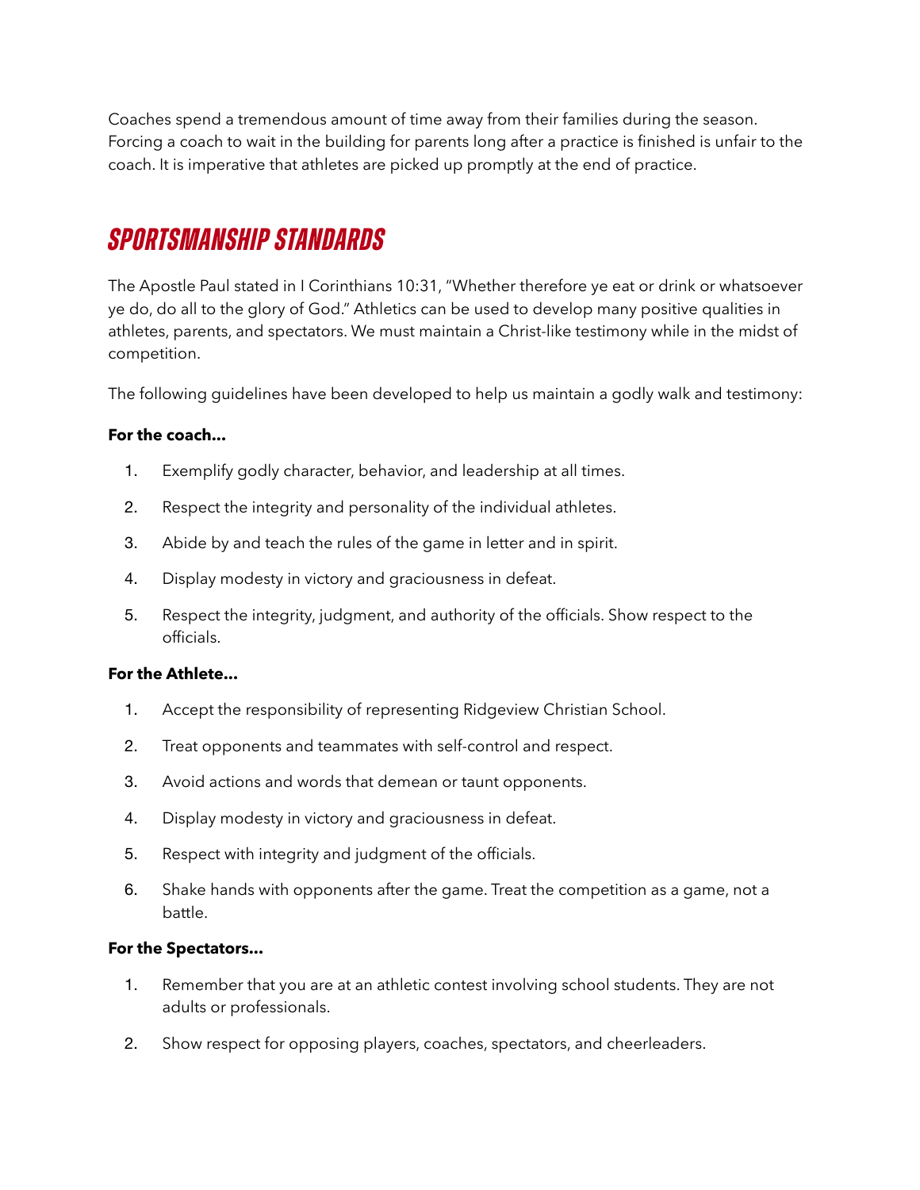Coaches spend a tremendous amount of time away from their families during the season. Forcing a coach to wait in the building for parents long after a practice is finished is unfair to the coach. It is imperative that athletes are picked up promptly at the end of practice.

## *SPORTSMANSHIP STANDARDS*

The Apostle Paul stated in I Corinthians 10:31, "Whether therefore ye eat or drink or whatsoever ye do, do all to the glory of God." Athletics can be used to develop many positive qualities in athletes, parents, and spectators. We must maintain a Christ-like testimony while in the midst of competition.

The following guidelines have been developed to help us maintain a godly walk and testimony:

**For the coach…**

1. Exemplify godly character, behavior, and leadership at all times.
2. Respect the integrity and personality of the individual athletes.
3. Abide by and teach the rules of the game in letter and in spirit.
4. Display modesty in victory and graciousness in defeat.
5. Respect the integrity, judgment, and authority of the officials. Show respect to the officials.

**For the Athlete…**

1. Accept the responsibility of representing Ridgeview Christian School.
2. Treat opponents and teammates with self-control and respect.
3. Avoid actions and words that demean or taunt opponents.
4. Display modesty in victory and graciousness in defeat.
5. Respect with integrity and judgment of the officials.
6. Shake hands with opponents after the game. Treat the competition as a game, not a battle.

**For the Spectators…**

1. Remember that you are at an athletic contest involving school students. They are not adults or professionals.
2. Show respect for opposing players, coaches, spectators, and cheerleaders.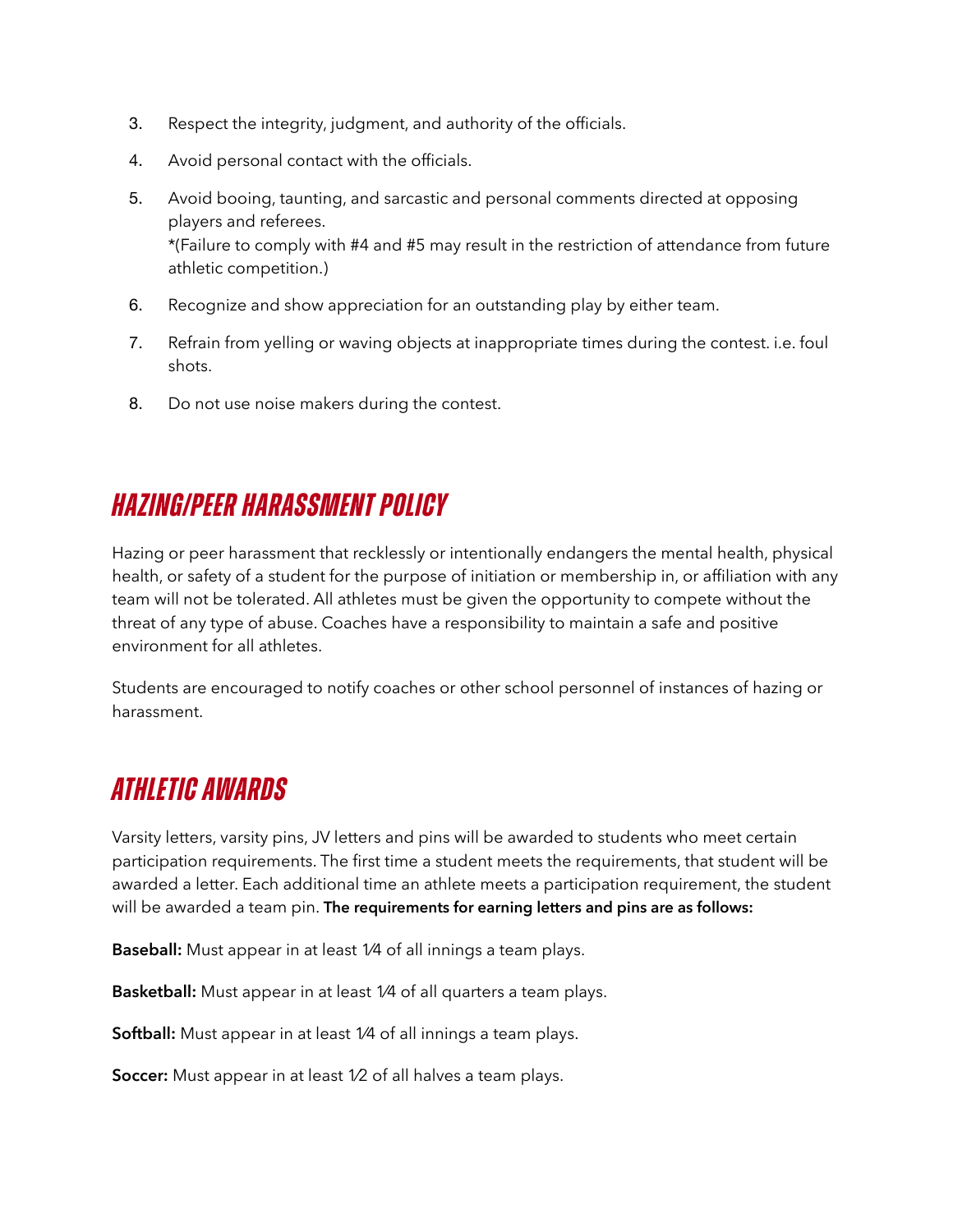3. Respect the integrity, judgment, and authority of the officials.
4. Avoid personal contact with the officials.
5. Avoid booing, taunting, and sarcastic and personal comments directed at opposing players and referees.
   *(Failure to comply with #4 and #5 may result in the restriction of attendance from future athletic competition.)
6. Recognize and show appreciation for an outstanding play by either team.
7. Refrain from yelling or waving objects at inappropriate times during the contest. i.e. foul shots.
8. Do not use noise makers during the contest.

## *HAZING/PEER HARASSMENT POLICY*

Hazing or peer harassment that recklessly or intentionally endangers the mental health, physical health, or safety of a student for the purpose of initiation or membership in, or affiliation with any team will not be tolerated. All athletes must be given the opportunity to compete without the threat of any type of abuse. Coaches have a responsibility to maintain a safe and positive environment for all athletes.

Students are encouraged to notify coaches or other school personnel of instances of hazing or harassment.

## *ATHLETIC AWARDS*

Varsity letters, varsity pins, JV letters and pins will be awarded to students who meet certain participation requirements. The first time a student meets the requirements, that student will be awarded a letter. Each additional time an athlete meets a participation requirement, the student will be awarded a team pin. **The requirements for earning letters and pins are as follows:**

**Baseball:** Must appear in at least 1⁄4 of all innings a team plays.

**Basketball:** Must appear in at least 1⁄4 of all quarters a team plays.

**Softball:** Must appear in at least 1⁄4 of all innings a team plays.

**Soccer:** Must appear in at least 1⁄2 of all halves a team plays.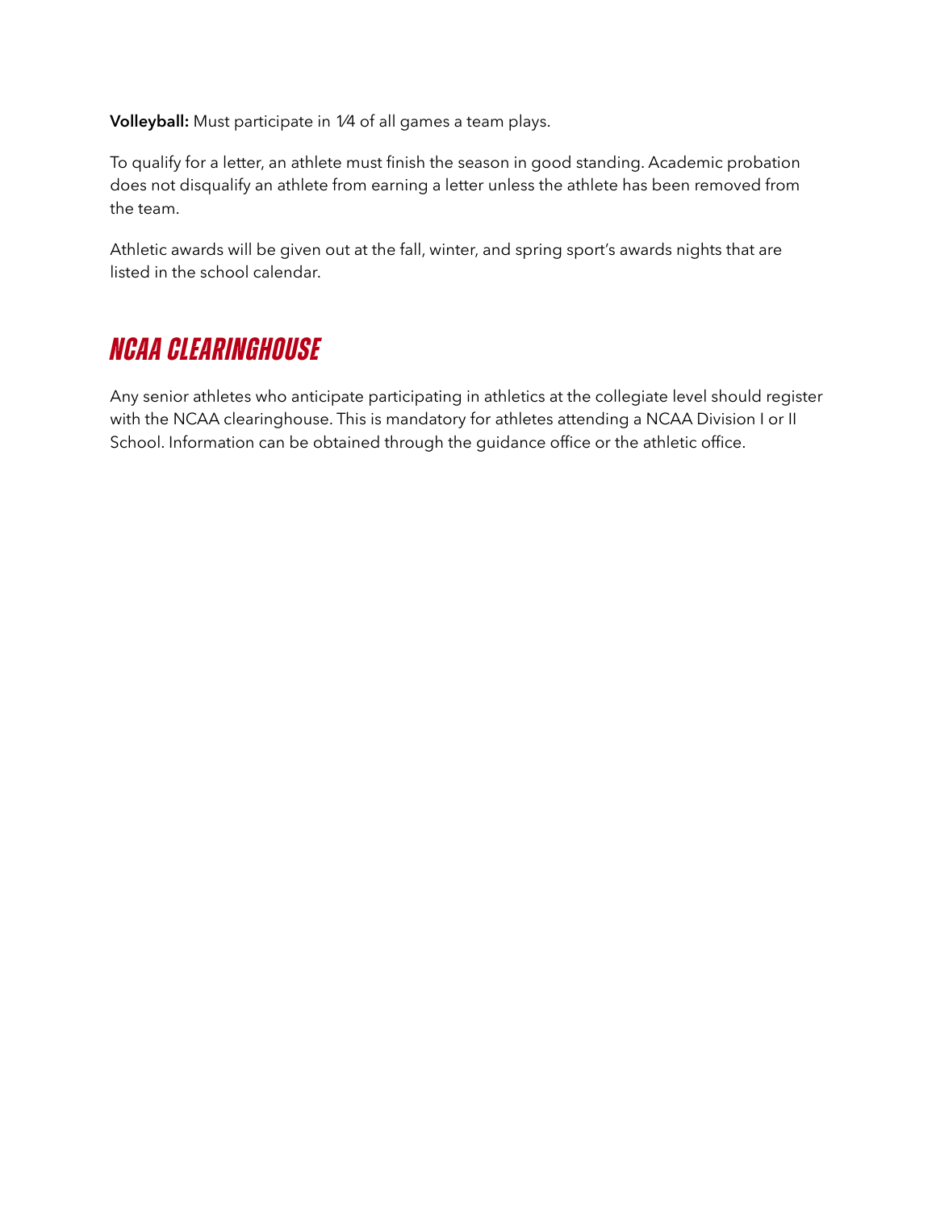**Volleyball:** Must participate in 1⁄4 of all games a team plays.

To qualify for a letter, an athlete must finish the season in good standing. Academic probation does not disqualify an athlete from earning a letter unless the athlete has been removed from the team.

Athletic awards will be given out at the fall, winter, and spring sport's awards nights that are listed in the school calendar.

## NCAA CLEARINGHOUSE

Any senior athletes who anticipate participating in athletics at the collegiate level should register with the NCAA clearinghouse. This is mandatory for athletes attending a NCAA Division I or II School. Information can be obtained through the guidance office or the athletic office.